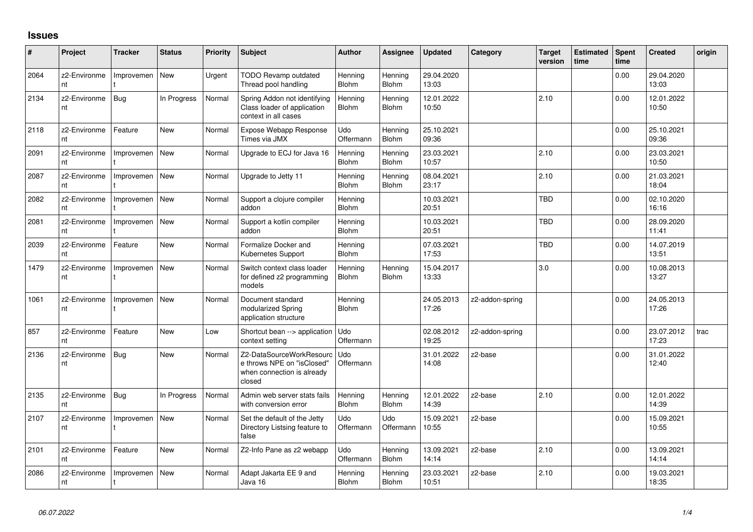# Issues

| # | Project | Tracker | Status | Priority | Subject | Author | Assignee | Updated | Category | Target version | Estimated time | Spent time | Created | origin |
|---|---|---|---|---|---|---|---|---|---|---|---|---|---|---|
| 2064 | z2-Environment | Improvement | New | Urgent | TODO Revamp outdated Thread pool handling | Henning Blohm | Henning Blohm | 29.04.2020 13:03 | | | | 0.00 | 29.04.2020 13:03 | |
| 2134 | z2-Environment | Bug | In Progress | Normal | Spring Addon not identifying Class loader of application context in all cases | Henning Blohm | Henning Blohm | 12.01.2022 10:50 | | 2.10 | | 0.00 | 12.01.2022 10:50 | |
| 2118 | z2-Environment | Feature | New | Normal | Expose Webapp Response Times via JMX | Udo Offermann | Henning Blohm | 25.10.2021 09:36 | | | | 0.00 | 25.10.2021 09:36 | |
| 2091 | z2-Environment | Improvement | New | Normal | Upgrade to ECJ for Java 16 | Henning Blohm | Henning Blohm | 23.03.2021 10:57 | | 2.10 | | 0.00 | 23.03.2021 10:50 | |
| 2087 | z2-Environment | Improvement | New | Normal | Upgrade to Jetty 11 | Henning Blohm | Henning Blohm | 08.04.2021 23:17 | | 2.10 | | 0.00 | 21.03.2021 18:04 | |
| 2082 | z2-Environment | Improvement | New | Normal | Support a clojure compiler addon | Henning Blohm | | 10.03.2021 20:51 | | TBD | | 0.00 | 02.10.2020 16:16 | |
| 2081 | z2-Environment | Improvement | New | Normal | Support a kotlin compiler addon | Henning Blohm | | 10.03.2021 20:51 | | TBD | | 0.00 | 28.09.2020 11:41 | |
| 2039 | z2-Environment | Feature | New | Normal | Formalize Docker and Kubernetes Support | Henning Blohm | | 07.03.2021 17:53 | | TBD | | 0.00 | 14.07.2019 13:51 | |
| 1479 | z2-Environment | Improvement | New | Normal | Switch context class loader for defined z2 programming models | Henning Blohm | Henning Blohm | 15.04.2017 13:33 | | 3.0 | | 0.00 | 10.08.2013 13:27 | |
| 1061 | z2-Environment | Improvement | New | Normal | Document standard modularized Spring application structure | Henning Blohm | | 24.05.2013 17:26 | z2-addon-spring | | | 0.00 | 24.05.2013 17:26 | |
| 857 | z2-Environment | Feature | New | Low | Shortcut bean --> application context setting | Udo Offermann | | 02.08.2012 19:25 | z2-addon-spring | | | 0.00 | 23.07.2012 17:23 | trac |
| 2136 | z2-Environment | Bug | New | Normal | Z2-DataSourceWorkResource throws NPE on "isClosed" when connection is already closed | Udo Offermann | | 31.01.2022 14:08 | z2-base | | | 0.00 | 31.01.2022 12:40 | |
| 2135 | z2-Environment | Bug | In Progress | Normal | Admin web server stats fails with conversion error | Henning Blohm | Henning Blohm | 12.01.2022 14:39 | z2-base | 2.10 | | 0.00 | 12.01.2022 14:39 | |
| 2107 | z2-Environment | Improvement | New | Normal | Set the default of the Jetty Directory Listsing feature to false | Udo Offermann | Udo Offermann | 15.09.2021 10:55 | z2-base | | | 0.00 | 15.09.2021 10:55 | |
| 2101 | z2-Environment | Feature | New | Normal | Z2-Info Pane as z2 webapp | Udo Offermann | Henning Blohm | 13.09.2021 14:14 | z2-base | 2.10 | | 0.00 | 13.09.2021 14:14 | |
| 2086 | z2-Environment | Improvement | New | Normal | Adapt Jakarta EE 9 and Java 16 | Henning Blohm | Henning Blohm | 23.03.2021 10:51 | z2-base | 2.10 | | 0.00 | 19.03.2021 18:35 | |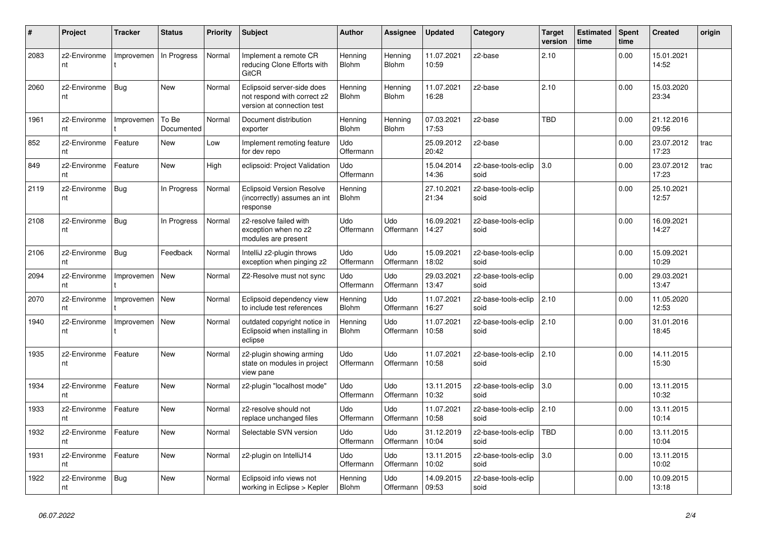| # | Project | Tracker | Status | Priority | Subject | Author | Assignee | Updated | Category | Target version | Estimated time | Spent time | Created | origin |
|---|---|---|---|---|---|---|---|---|---|---|---|---|---|---|
| 2083 | z2-Environment | Improvement | In Progress | Normal | Implement a remote CR reducing Clone Efforts with GitCR | Henning Blohm | Henning Blohm | 11.07.2021 10:59 | z2-base | 2.10 | | 0.00 | 15.01.2021 14:52 | |
| 2060 | z2-Environment | Bug | New | Normal | Eclipsoid server-side does not respond with correct z2 version at connection test | Henning Blohm | Henning Blohm | 11.07.2021 16:28 | z2-base | 2.10 | | 0.00 | 15.03.2020 23:34 | |
| 1961 | z2-Environment | Improvement | To Be Documented | Normal | Document distribution exporter | Henning Blohm | Henning Blohm | 07.03.2021 17:53 | z2-base | TBD | | 0.00 | 21.12.2016 09:56 | |
| 852 | z2-Environment | Feature | New | Low | Implement remoting feature for dev repo | Udo Offermann | | 25.09.2012 20:42 | z2-base | | | 0.00 | 23.07.2012 17:23 | trac |
| 849 | z2-Environment | Feature | New | High | eclipsoid: Project Validation | Udo Offermann | | 15.04.2014 14:36 | z2-base-tools-eclipsoid | 3.0 | | 0.00 | 23.07.2012 17:23 | trac |
| 2119 | z2-Environment | Bug | In Progress | Normal | Eclipsoid Version Resolve (incorrectly) assumes an int response | Henning Blohm | | 27.10.2021 21:34 | z2-base-tools-eclipsoid | | | 0.00 | 25.10.2021 12:57 | |
| 2108 | z2-Environment | Bug | In Progress | Normal | z2-resolve failed with exception when no z2 modules are present | Udo Offermann | Udo Offermann | 16.09.2021 14:27 | z2-base-tools-eclipsoid | | | 0.00 | 16.09.2021 14:27 | |
| 2106 | z2-Environment | Bug | Feedback | Normal | IntelliJ z2-plugin throws exception when pinging z2 | Udo Offermann | Udo Offermann | 15.09.2021 18:02 | z2-base-tools-eclipsoid | | | 0.00 | 15.09.2021 10:29 | |
| 2094 | z2-Environment | Improvement | New | Normal | Z2-Resolve must not sync | Udo Offermann | Udo Offermann | 29.03.2021 13:47 | z2-base-tools-eclipsoid | | | 0.00 | 29.03.2021 13:47 | |
| 2070 | z2-Environment | Improvement | New | Normal | Eclipsoid dependency view to include test references | Henning Blohm | Udo Offermann | 11.07.2021 16:27 | z2-base-tools-eclipsoid | 2.10 | | 0.00 | 11.05.2020 12:53 | |
| 1940 | z2-Environment | Improvement | New | Normal | outdated copyright notice in Eclipsoid when installing in eclipse | Henning Blohm | Udo Offermann | 11.07.2021 10:58 | z2-base-tools-eclipsoid | 2.10 | | 0.00 | 31.01.2016 18:45 | |
| 1935 | z2-Environment | Feature | New | Normal | z2-plugin showing arming state on modules in project view pane | Udo Offermann | Udo Offermann | 11.07.2021 10:58 | z2-base-tools-eclipsoid | 2.10 | | 0.00 | 14.11.2015 15:30 | |
| 1934 | z2-Environment | Feature | New | Normal | z2-plugin "localhost mode" | Udo Offermann | Udo Offermann | 13.11.2015 10:32 | z2-base-tools-eclipsoid | 3.0 | | 0.00 | 13.11.2015 10:32 | |
| 1933 | z2-Environment | Feature | New | Normal | z2-resolve should not replace unchanged files | Udo Offermann | Udo Offermann | 11.07.2021 10:58 | z2-base-tools-eclipsoid | 2.10 | | 0.00 | 13.11.2015 10:14 | |
| 1932 | z2-Environment | Feature | New | Normal | Selectable SVN version | Udo Offermann | Udo Offermann | 31.12.2019 10:04 | z2-base-tools-eclipsoid | TBD | | 0.00 | 13.11.2015 10:04 | |
| 1931 | z2-Environment | Feature | New | Normal | z2-plugin on IntelliJ14 | Udo Offermann | Udo Offermann | 13.11.2015 10:02 | z2-base-tools-eclipsoid | 3.0 | | 0.00 | 13.11.2015 10:02 | |
| 1922 | z2-Environment | Bug | New | Normal | Eclipsoid info views not working in Eclipse > Kepler | Henning Blohm | Udo Offermann | 14.09.2015 09:53 | z2-base-tools-eclipsoid | | | 0.00 | 10.09.2015 13:18 | |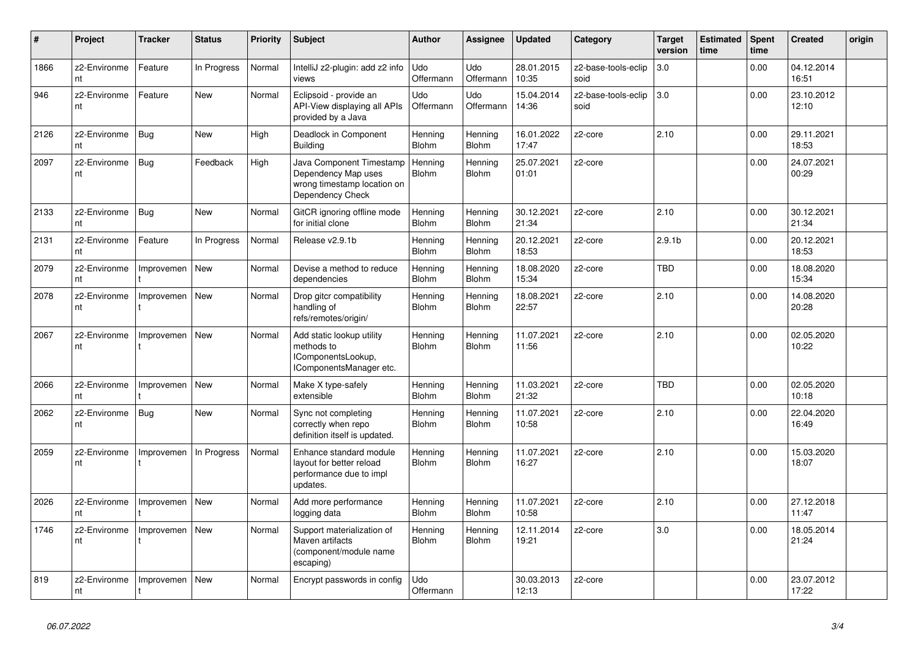| # | Project | Tracker | Status | Priority | Subject | Author | Assignee | Updated | Category | Target version | Estimated time | Spent time | Created | origin |
|---|---|---|---|---|---|---|---|---|---|---|---|---|---|---|
| 1866 | z2-Environment | Feature | In Progress | Normal | IntelliJ z2-plugin: add z2 info views | Udo Offermann | Udo Offermann | 28.01.2015 10:35 | z2-base-tools-eclipsoid | 3.0 | | 0.00 | 04.12.2014 16:51 | |
| 946 | z2-Environment | Feature | New | Normal | Eclipsoid - provide an API-View displaying all APIs provided by a Java | Udo Offermann | Udo Offermann | 15.04.2014 14:36 | z2-base-tools-eclipsoid | 3.0 | | 0.00 | 23.10.2012 12:10 | |
| 2126 | z2-Environment | Bug | New | High | Deadlock in Component Building | Henning Blohm | Henning Blohm | 16.01.2022 17:47 | z2-core | 2.10 | | 0.00 | 29.11.2021 18:53 | |
| 2097 | z2-Environment | Bug | Feedback | High | Java Component Timestamp Dependency Map uses wrong timestamp location on Dependency Check | Henning Blohm | Henning Blohm | 25.07.2021 01:01 | z2-core | | | 0.00 | 24.07.2021 00:29 | |
| 2133 | z2-Environment | Bug | New | Normal | GitCR ignoring offline mode for initial clone | Henning Blohm | Henning Blohm | 30.12.2021 21:34 | z2-core | 2.10 | | 0.00 | 30.12.2021 21:34 | |
| 2131 | z2-Environment | Feature | In Progress | Normal | Release v2.9.1b | Henning Blohm | Henning Blohm | 20.12.2021 18:53 | z2-core | 2.9.1b | | 0.00 | 20.12.2021 18:53 | |
| 2079 | z2-Environment | Improvement | New | Normal | Devise a method to reduce dependencies | Henning Blohm | Henning Blohm | 18.08.2020 15:34 | z2-core | TBD | | 0.00 | 18.08.2020 15:34 | |
| 2078 | z2-Environment | Improvement | New | Normal | Drop gitcr compatibility handling of refs/remotes/origin/ | Henning Blohm | Henning Blohm | 18.08.2021 22:57 | z2-core | 2.10 | | 0.00 | 14.08.2020 20:28 | |
| 2067 | z2-Environment | Improvement | New | Normal | Add static lookup utility methods to IComponentsLookup, IComponentsManager etc. | Henning Blohm | Henning Blohm | 11.07.2021 11:56 | z2-core | 2.10 | | 0.00 | 02.05.2020 10:22 | |
| 2066 | z2-Environment | Improvement | New | Normal | Make X type-safely extensible | Henning Blohm | Henning Blohm | 11.03.2021 21:32 | z2-core | TBD | | 0.00 | 02.05.2020 10:18 | |
| 2062 | z2-Environment | Bug | New | Normal | Sync not completing correctly when repo definition itself is updated. | Henning Blohm | Henning Blohm | 11.07.2021 10:58 | z2-core | 2.10 | | 0.00 | 22.04.2020 16:49 | |
| 2059 | z2-Environment | Improvement | In Progress | Normal | Enhance standard module layout for better reload performance due to impl updates. | Henning Blohm | Henning Blohm | 11.07.2021 16:27 | z2-core | 2.10 | | 0.00 | 15.03.2020 18:07 | |
| 2026 | z2-Environment | Improvement | New | Normal | Add more performance logging data | Henning Blohm | Henning Blohm | 11.07.2021 10:58 | z2-core | 2.10 | | 0.00 | 27.12.2018 11:47 | |
| 1746 | z2-Environment | Improvement | New | Normal | Support materialization of Maven artifacts (component/module name escaping) | Henning Blohm | Henning Blohm | 12.11.2014 19:21 | z2-core | 3.0 | | 0.00 | 18.05.2014 21:24 | |
| 819 | z2-Environment | Improvement | New | Normal | Encrypt passwords in config | Udo Offermann | | 30.03.2013 12:13 | z2-core | | | 0.00 | 23.07.2012 17:22 | |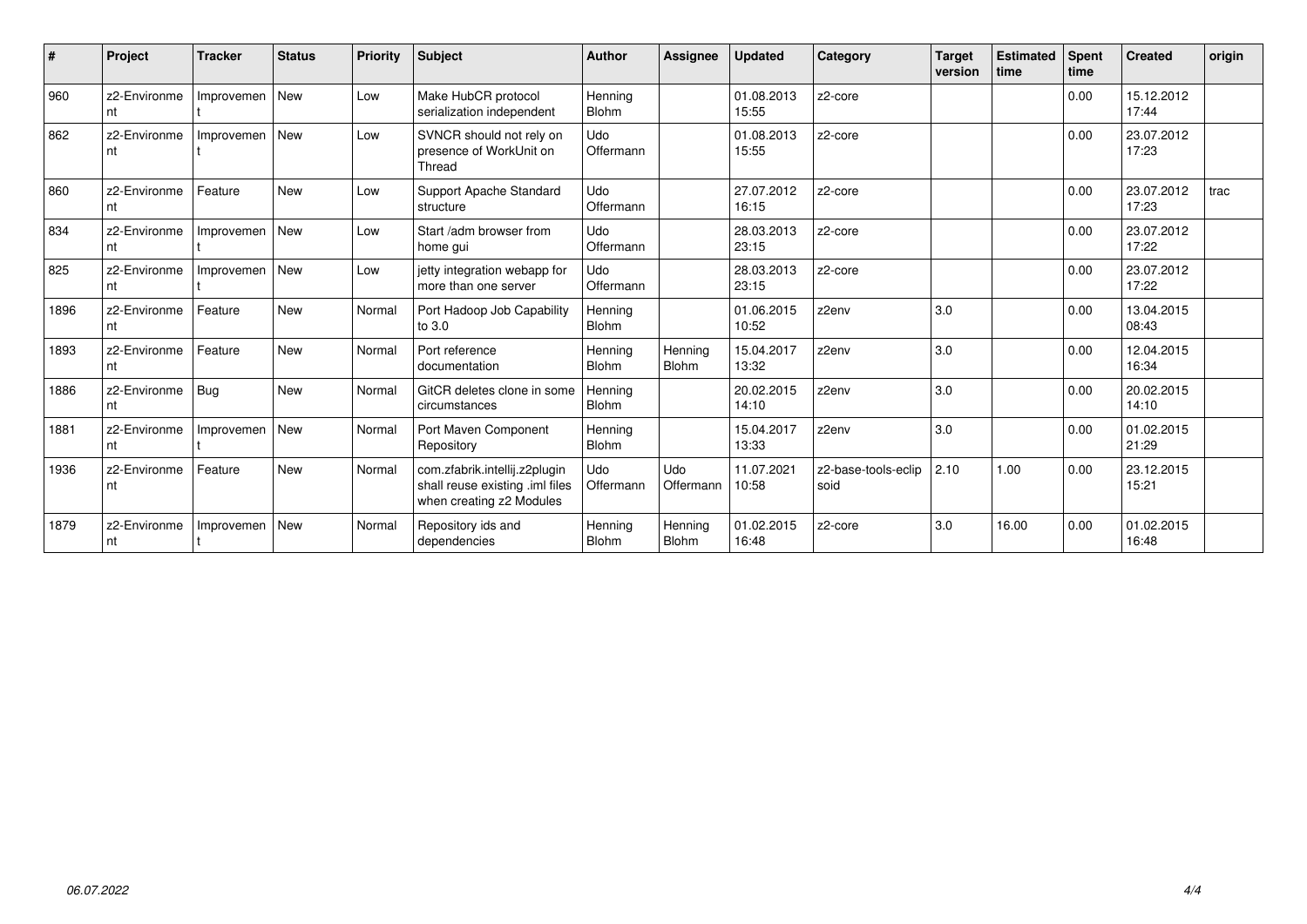| # | Project | Tracker | Status | Priority | Subject | Author | Assignee | Updated | Category | Target version | Estimated time | Spent time | Created | origin |
|---|---|---|---|---|---|---|---|---|---|---|---|---|---|---|
| 960 | z2-Environment | Improvement | New | Low | Make HubCR protocol serialization independent | Henning Blohm | | 01.08.2013 15:55 | z2-core | | | 0.00 | 15.12.2012 17:44 | |
| 862 | z2-Environment | Improvement | New | Low | SVNCR should not rely on presence of WorkUnit on Thread | Udo Offermann | | 01.08.2013 15:55 | z2-core | | | 0.00 | 23.07.2012 17:23 | |
| 860 | z2-Environment | Feature | New | Low | Support Apache Standard structure | Udo Offermann | | 27.07.2012 16:15 | z2-core | | | 0.00 | 23.07.2012 17:23 | trac |
| 834 | z2-Environment | Improvement | New | Low | Start /adm browser from home gui | Udo Offermann | | 28.03.2013 23:15 | z2-core | | | 0.00 | 23.07.2012 17:22 | |
| 825 | z2-Environment | Improvement | New | Low | jetty integration webapp for more than one server | Udo Offermann | | 28.03.2013 23:15 | z2-core | | | 0.00 | 23.07.2012 17:22 | |
| 1896 | z2-Environment | Feature | New | Normal | Port Hadoop Job Capability to 3.0 | Henning Blohm | | 01.06.2015 10:52 | z2env | 3.0 | | 0.00 | 13.04.2015 08:43 | |
| 1893 | z2-Environment | Feature | New | Normal | Port reference documentation | Henning Blohm | Henning Blohm | 15.04.2017 13:32 | z2env | 3.0 | | 0.00 | 12.04.2015 16:34 | |
| 1886 | z2-Environment | Bug | New | Normal | GitCR deletes clone in some circumstances | Henning Blohm | | 20.02.2015 14:10 | z2env | 3.0 | | 0.00 | 20.02.2015 14:10 | |
| 1881 | z2-Environment | Improvement | New | Normal | Port Maven Component Repository | Henning Blohm | | 15.04.2017 13:33 | z2env | 3.0 | | 0.00 | 01.02.2015 21:29 | |
| 1936 | z2-Environment | Feature | New | Normal | com.zfabrik.intellij.z2plugin shall reuse existing .iml files when creating z2 Modules | Udo Offermann | Udo Offermann | 11.07.2021 10:58 | z2-base-tools-eclipsoid | 2.10 | 1.00 | 0.00 | 23.12.2015 15:21 | |
| 1879 | z2-Environment | Improvement | New | Normal | Repository ids and dependencies | Henning Blohm | Henning Blohm | 01.02.2015 16:48 | z2-core | 3.0 | 16.00 | 0.00 | 01.02.2015 16:48 | |